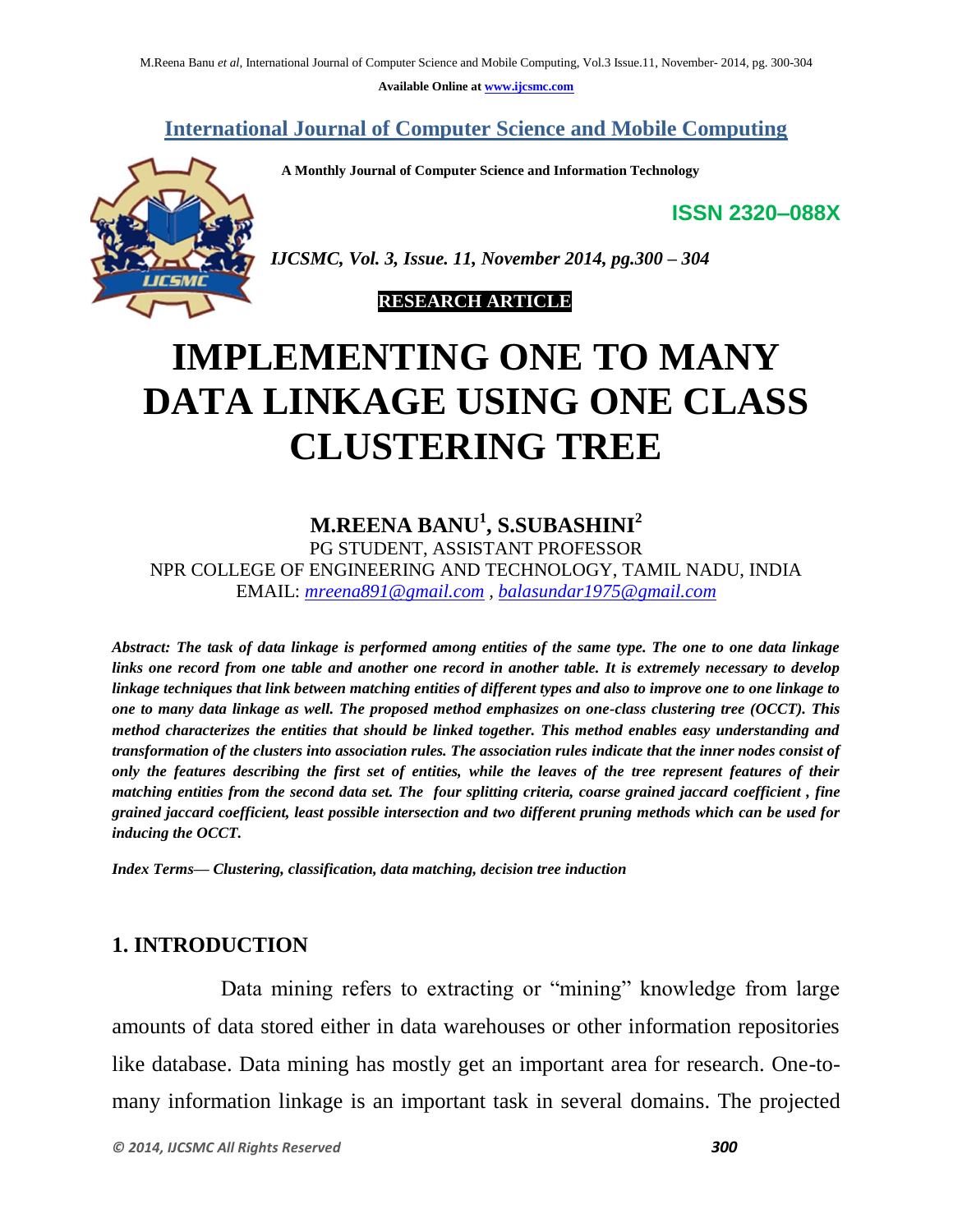**International Journal of Computer Science and Mobile Computing**

**A Monthly Journal of Computer Science and Information Technology**

**ISSN 2320–088X**

***IJCSMC, Vol. 3, Issue. 11, November 2014, pg.300 – 304***

**RESEARCH ARTICLE**

# IMPLEMENTING ONE TO MANY DATA LINKAGE USING ONE CLASS CLUSTERING TREE

**M.REENA BANU[1], S.SUBASHINI[2]**

PG STUDENT, ASSISTANT PROFESSOR

NPR COLLEGE OF ENGINEERING AND TECHNOLOGY, TAMIL NADU, INDIA

EMAIL: mreena891@gmail.com , balasundar1975@gmail.com

***Abstract: The task of data linkage is performed among entities of the same type. The one to one data linkage links one record from one table and another one record in another table. It is extremely necessary to develop linkage techniques that link between matching entities of different types and also to improve one to one linkage to one to many data linkage as well. The proposed method emphasizes on one-class clustering tree (OCCT). This method characterizes the entities that should be linked together. This method enables easy understanding and transformation of the clusters into association rules. The association rules indicate that the inner nodes consist of only the features describing the first set of entities, while the leaves of the tree represent features of their matching entities from the second data set. The four splitting criteria, coarse grained jaccard coefficient , fine grained jaccard coefficient, least possible intersection and two different pruning methods which can be used for inducing the OCCT.***

***Index Terms— Clustering, classification, data matching, decision tree induction***

## 1. INTRODUCTION

Data mining refers to extracting or "mining" knowledge from large amounts of data stored either in data warehouses or other information repositories like database. Data mining has mostly get an important area for research. One-to-many information linkage is an important task in several domains. The projected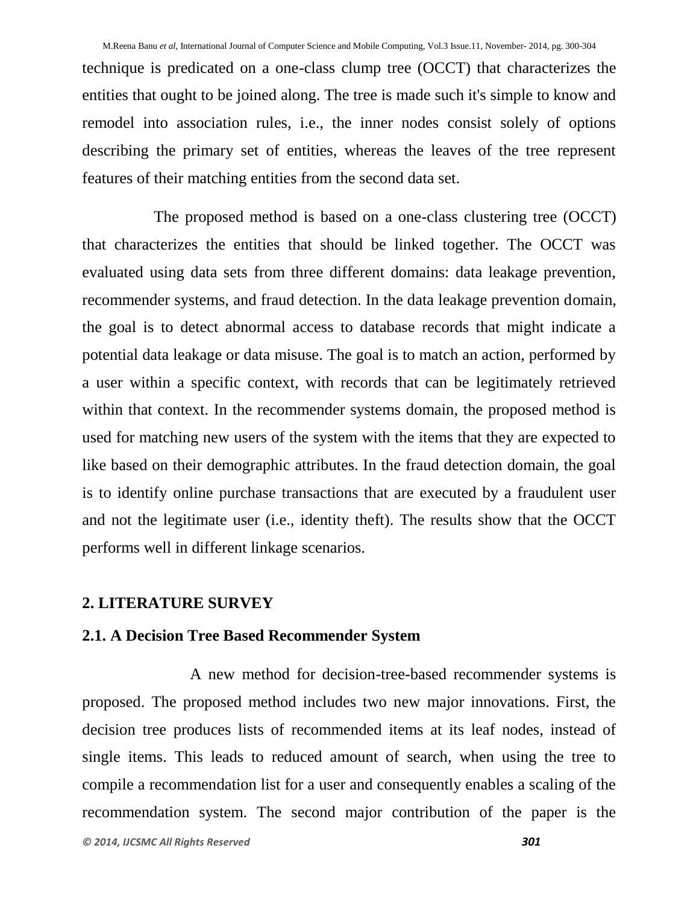technique is predicated on a one-class clump tree (OCCT) that characterizes the entities that ought to be joined along. The tree is made such it's simple to know and remodel into association rules, i.e., the inner nodes consist solely of options describing the primary set of entities, whereas the leaves of the tree represent features of their matching entities from the second data set.

The proposed method is based on a one-class clustering tree (OCCT) that characterizes the entities that should be linked together. The OCCT was evaluated using data sets from three different domains: data leakage prevention, recommender systems, and fraud detection. In the data leakage prevention domain, the goal is to detect abnormal access to database records that might indicate a potential data leakage or data misuse. The goal is to match an action, performed by a user within a specific context, with records that can be legitimately retrieved within that context. In the recommender systems domain, the proposed method is used for matching new users of the system with the items that they are expected to like based on their demographic attributes. In the fraud detection domain, the goal is to identify online purchase transactions that are executed by a fraudulent user and not the legitimate user (i.e., identity theft). The results show that the OCCT performs well in different linkage scenarios.

## 2. LITERATURE SURVEY

### 2.1. A Decision Tree Based Recommender System

A new method for decision-tree-based recommender systems is proposed. The proposed method includes two new major innovations. First, the decision tree produces lists of recommended items at its leaf nodes, instead of single items. This leads to reduced amount of search, when using the tree to compile a recommendation list for a user and consequently enables a scaling of the recommendation system. The second major contribution of the paper is the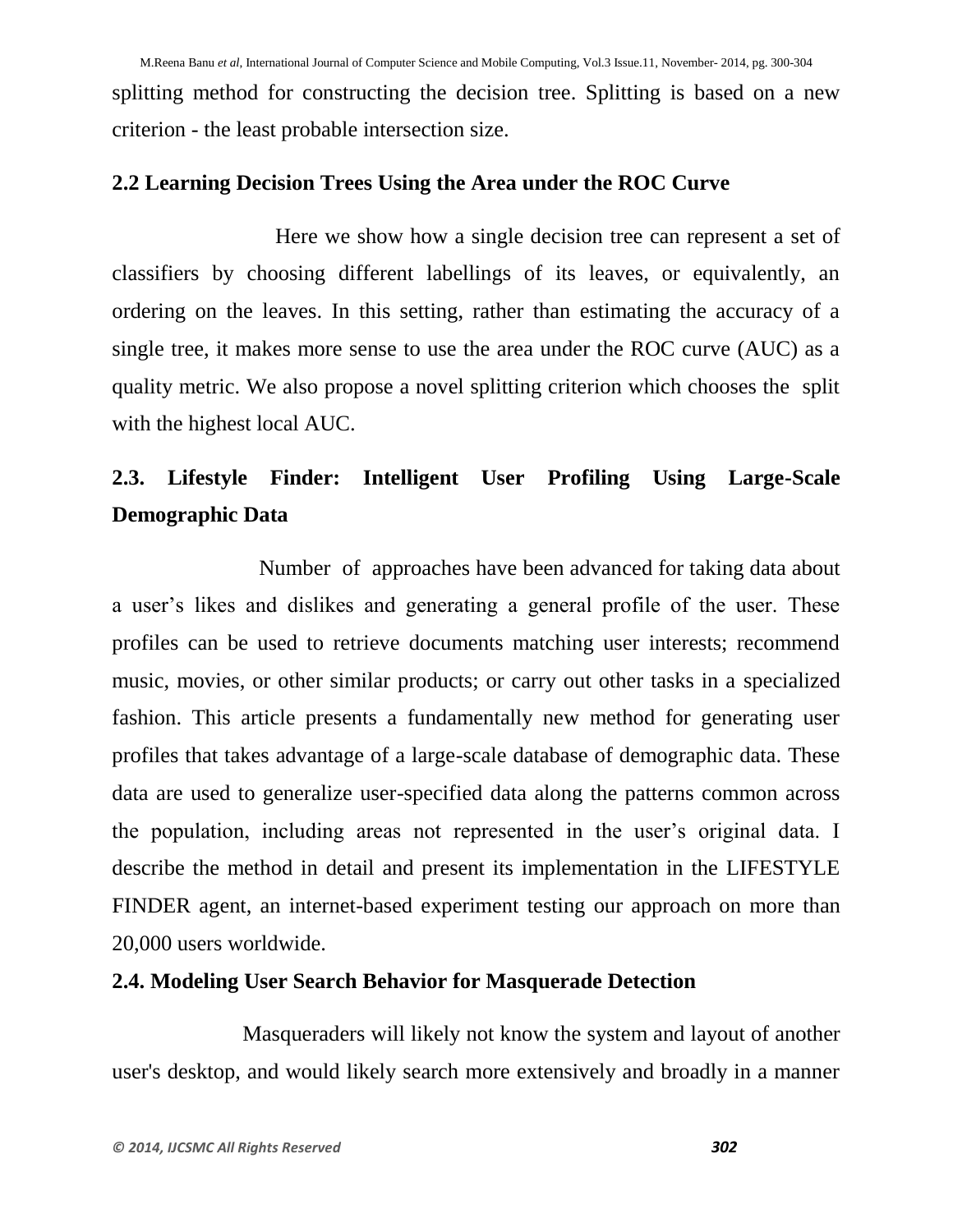splitting method for constructing the decision tree. Splitting is based on a new criterion - the least probable intersection size.

### 2.2 Learning Decision Trees Using the Area under the ROC Curve

Here we show how a single decision tree can represent a set of classifiers by choosing different labellings of its leaves, or equivalently, an ordering on the leaves. In this setting, rather than estimating the accuracy of a single tree, it makes more sense to use the area under the ROC curve (AUC) as a quality metric. We also propose a novel splitting criterion which chooses the split with the highest local AUC.

### 2.3. Lifestyle Finder: Intelligent User Profiling Using Large-Scale Demographic Data

Number of approaches have been advanced for taking data about a user's likes and dislikes and generating a general profile of the user. These profiles can be used to retrieve documents matching user interests; recommend music, movies, or other similar products; or carry out other tasks in a specialized fashion. This article presents a fundamentally new method for generating user profiles that takes advantage of a large-scale database of demographic data. These data are used to generalize user-specified data along the patterns common across the population, including areas not represented in the user's original data. I describe the method in detail and present its implementation in the LIFESTYLE FINDER agent, an internet-based experiment testing our approach on more than 20,000 users worldwide.

### 2.4. Modeling User Search Behavior for Masquerade Detection

Masqueraders will likely not know the system and layout of another user's desktop, and would likely search more extensively and broadly in a manner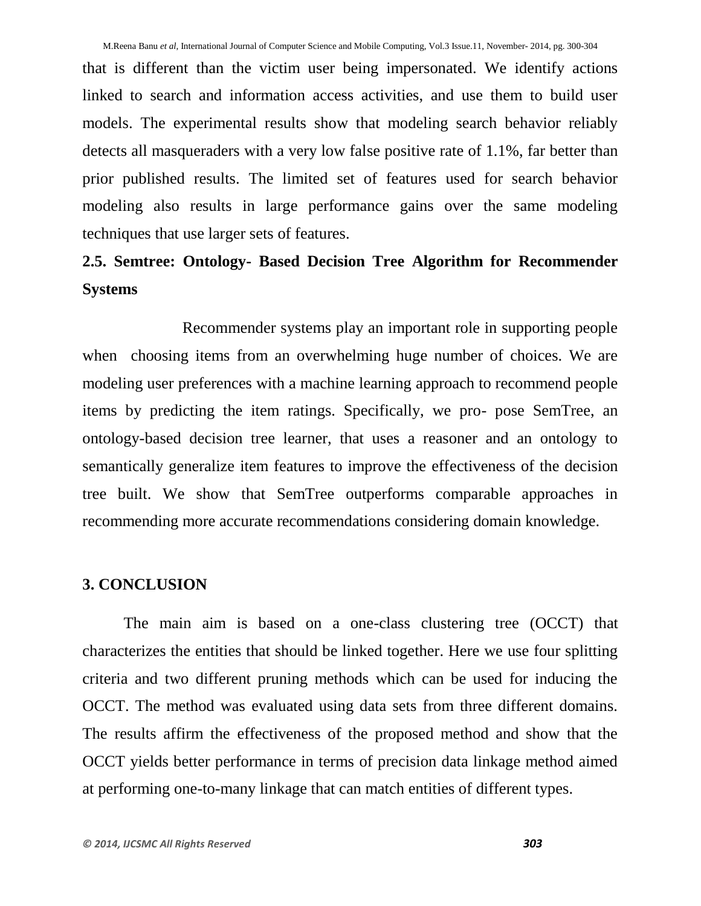that is different than the victim user being impersonated. We identify actions linked to search and information access activities, and use them to build user models. The experimental results show that modeling search behavior reliably detects all masqueraders with a very low false positive rate of 1.1%, far better than prior published results. The limited set of features used for search behavior modeling also results in large performance gains over the same modeling techniques that use larger sets of features.

### 2.5. Semtree: Ontology- Based Decision Tree Algorithm for Recommender Systems

Recommender systems play an important role in supporting people when choosing items from an overwhelming huge number of choices. We are modeling user preferences with a machine learning approach to recommend people items by predicting the item ratings. Specifically, we pro- pose SemTree, an ontology-based decision tree learner, that uses a reasoner and an ontology to semantically generalize item features to improve the effectiveness of the decision tree built. We show that SemTree outperforms comparable approaches in recommending more accurate recommendations considering domain knowledge.

## 3. CONCLUSION

The main aim is based on a one-class clustering tree (OCCT) that characterizes the entities that should be linked together. Here we use four splitting criteria and two different pruning methods which can be used for inducing the OCCT. The method was evaluated using data sets from three different domains. The results affirm the effectiveness of the proposed method and show that the OCCT yields better performance in terms of precision data linkage method aimed at performing one-to-many linkage that can match entities of different types.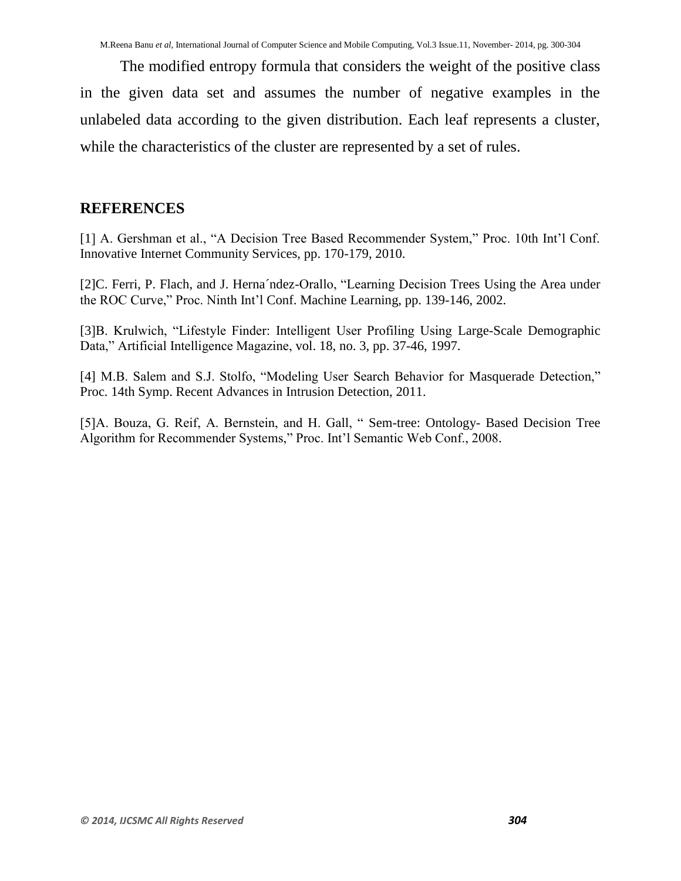The modified entropy formula that considers the weight of the positive class in the given data set and assumes the number of negative examples in the unlabeled data according to the given distribution. Each leaf represents a cluster, while the characteristics of the cluster are represented by a set of rules.

## REFERENCES

[1] A. Gershman et al., "A Decision Tree Based Recommender System," Proc. 10th Int'l Conf. Innovative Internet Community Services, pp. 170-179, 2010.

[2]C. Ferri, P. Flach, and J. Herna´ndez-Orallo, "Learning Decision Trees Using the Area under the ROC Curve," Proc. Ninth Int'l Conf. Machine Learning, pp. 139-146, 2002.

[3]B. Krulwich, "Lifestyle Finder: Intelligent User Profiling Using Large-Scale Demographic Data," Artificial Intelligence Magazine, vol. 18, no. 3, pp. 37-46, 1997.

[4] M.B. Salem and S.J. Stolfo, "Modeling User Search Behavior for Masquerade Detection," Proc. 14th Symp. Recent Advances in Intrusion Detection, 2011.

[5]A. Bouza, G. Reif, A. Bernstein, and H. Gall, " Sem-tree: Ontology- Based Decision Tree Algorithm for Recommender Systems," Proc. Int'l Semantic Web Conf., 2008.